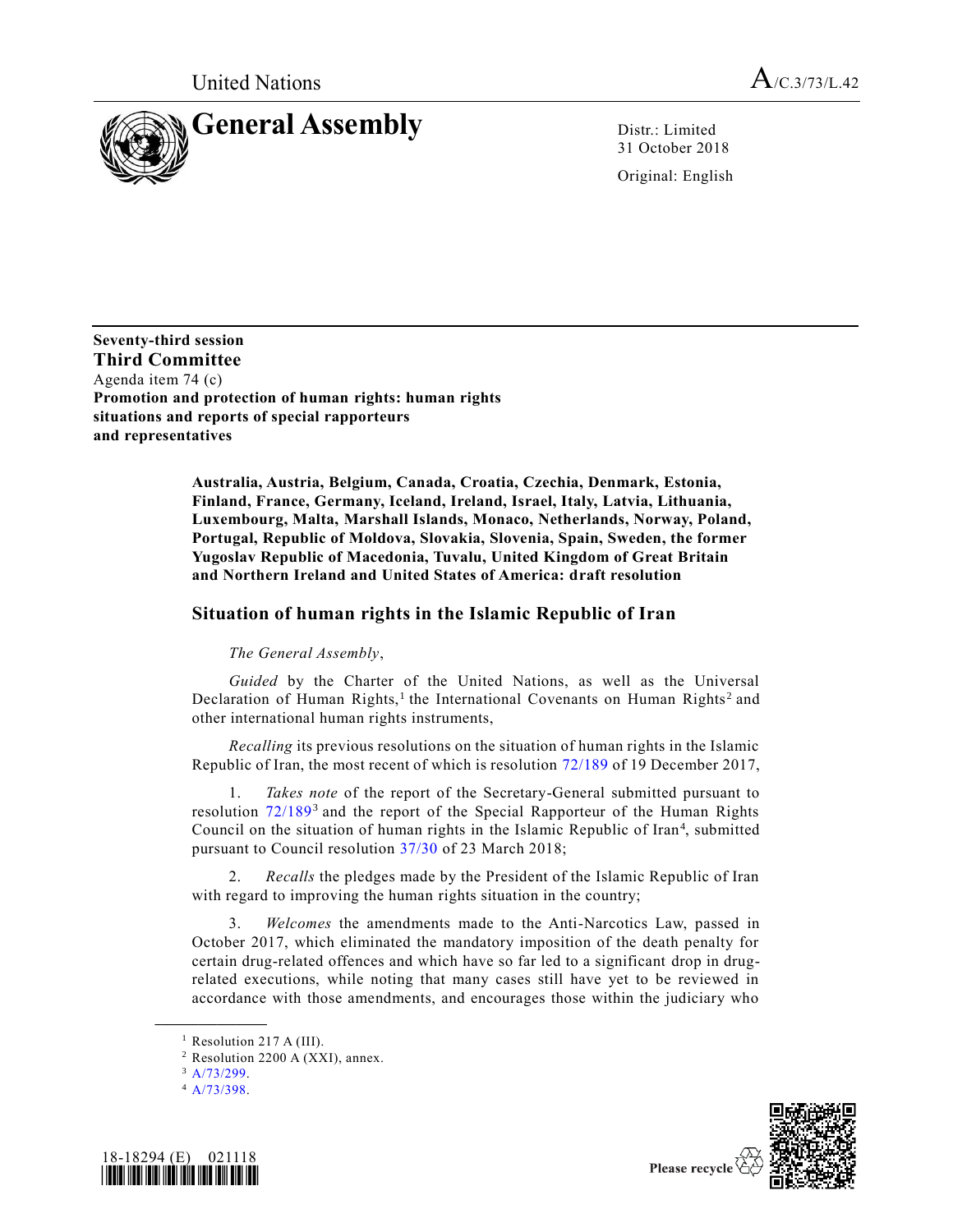United Nations

A/C.3/73/L.42

# General Assembly

Distr.: Limited
31 October 2018

Original: English

**Seventy-third session**
**Third Committee**
Agenda item 74 (c)
**Promotion and protection of human rights: human rights situations and reports of special rapporteurs and representatives**

**Australia, Austria, Belgium, Canada, Croatia, Czechia, Denmark, Estonia, Finland, France, Germany, Iceland, Ireland, Israel, Italy, Latvia, Lithuania, Luxembourg, Malta, Marshall Islands, Monaco, Netherlands, Norway, Poland, Portugal, Republic of Moldova, Slovakia, Slovenia, Spain, Sweden, the former Yugoslav Republic of Macedonia, Tuvalu, United Kingdom of Great Britain and Northern Ireland and United States of America: draft resolution**

## Situation of human rights in the Islamic Republic of Iran

*The General Assembly*,

*Guided* by the Charter of the United Nations, as well as the Universal Declaration of Human Rights,[1] the International Covenants on Human Rights[2] and other international human rights instruments,

*Recalling* its previous resolutions on the situation of human rights in the Islamic Republic of Iran, the most recent of which is resolution 72/189 of 19 December 2017,

1. *Takes note* of the report of the Secretary-General submitted pursuant to resolution 72/189[3] and the report of the Special Rapporteur of the Human Rights Council on the situation of human rights in the Islamic Republic of Iran[4], submitted pursuant to Council resolution 37/30 of 23 March 2018;

2. *Recalls* the pledges made by the President of the Islamic Republic of Iran with regard to improving the human rights situation in the country;

3. *Welcomes* the amendments made to the Anti-Narcotics Law, passed in October 2017, which eliminated the mandatory imposition of the death penalty for certain drug-related offences and which have so far led to a significant drop in drug-related executions, while noting that many cases still have yet to be reviewed in accordance with those amendments, and encourages those within the judiciary who

---

[1] Resolution 217 A (III).
[2] Resolution 2200 A (XXI), annex.
[3] A/73/299.
[4] A/73/398.

18-18294 (E) 021118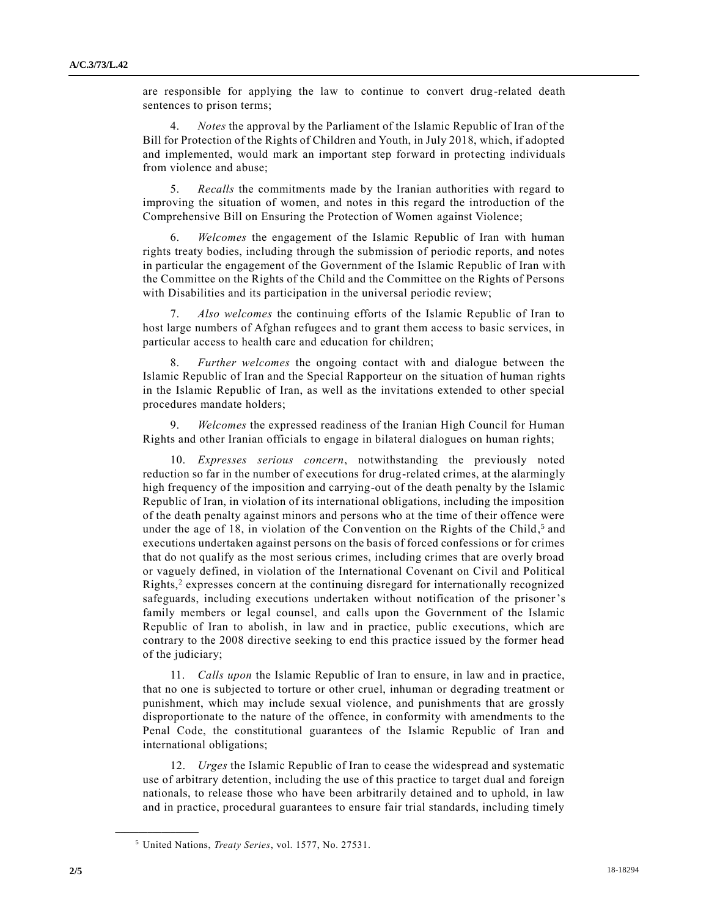are responsible for applying the law to continue to convert drug-related death sentences to prison terms;

4. *Notes* the approval by the Parliament of the Islamic Republic of Iran of the Bill for Protection of the Rights of Children and Youth, in July 2018, which, if adopted and implemented, would mark an important step forward in protecting individuals from violence and abuse;

5. *Recalls* the commitments made by the Iranian authorities with regard to improving the situation of women, and notes in this regard the introduction of the Comprehensive Bill on Ensuring the Protection of Women against Violence;

6. *Welcomes* the engagement of the Islamic Republic of Iran with human rights treaty bodies, including through the submission of periodic reports, and notes in particular the engagement of the Government of the Islamic Republic of Iran with the Committee on the Rights of the Child and the Committee on the Rights of Persons with Disabilities and its participation in the universal periodic review;

7. *Also welcomes* the continuing efforts of the Islamic Republic of Iran to host large numbers of Afghan refugees and to grant them access to basic services, in particular access to health care and education for children;

8. *Further welcomes* the ongoing contact with and dialogue between the Islamic Republic of Iran and the Special Rapporteur on the situation of human rights in the Islamic Republic of Iran, as well as the invitations extended to other special procedures mandate holders;

9. *Welcomes* the expressed readiness of the Iranian High Council for Human Rights and other Iranian officials to engage in bilateral dialogues on human rights;

10. *Expresses serious concern*, notwithstanding the previously noted reduction so far in the number of executions for drug-related crimes, at the alarmingly high frequency of the imposition and carrying-out of the death penalty by the Islamic Republic of Iran, in violation of its international obligations, including the imposition of the death penalty against minors and persons who at the time of their offence were under the age of 18, in violation of the Convention on the Rights of the Child,[5] and executions undertaken against persons on the basis of forced confessions or for crimes that do not qualify as the most serious crimes, including crimes that are overly broad or vaguely defined, in violation of the International Covenant on Civil and Political Rights,[2] expresses concern at the continuing disregard for internationally recognized safeguards, including executions undertaken without notification of the prisoner's family members or legal counsel, and calls upon the Government of the Islamic Republic of Iran to abolish, in law and in practice, public executions, which are contrary to the 2008 directive seeking to end this practice issued by the former head of the judiciary;

11. *Calls upon* the Islamic Republic of Iran to ensure, in law and in practice, that no one is subjected to torture or other cruel, inhuman or degrading treatment or punishment, which may include sexual violence, and punishments that are grossly disproportionate to the nature of the offence, in conformity with amendments to the Penal Code, the constitutional guarantees of the Islamic Republic of Iran and international obligations;

12. *Urges* the Islamic Republic of Iran to cease the widespread and systematic use of arbitrary detention, including the use of this practice to target dual and foreign nationals, to release those who have been arbitrarily detained and to uphold, in law and in practice, procedural guarantees to ensure fair trial standards, including timely

---

[5] United Nations, *Treaty Series*, vol. 1577, No. 27531.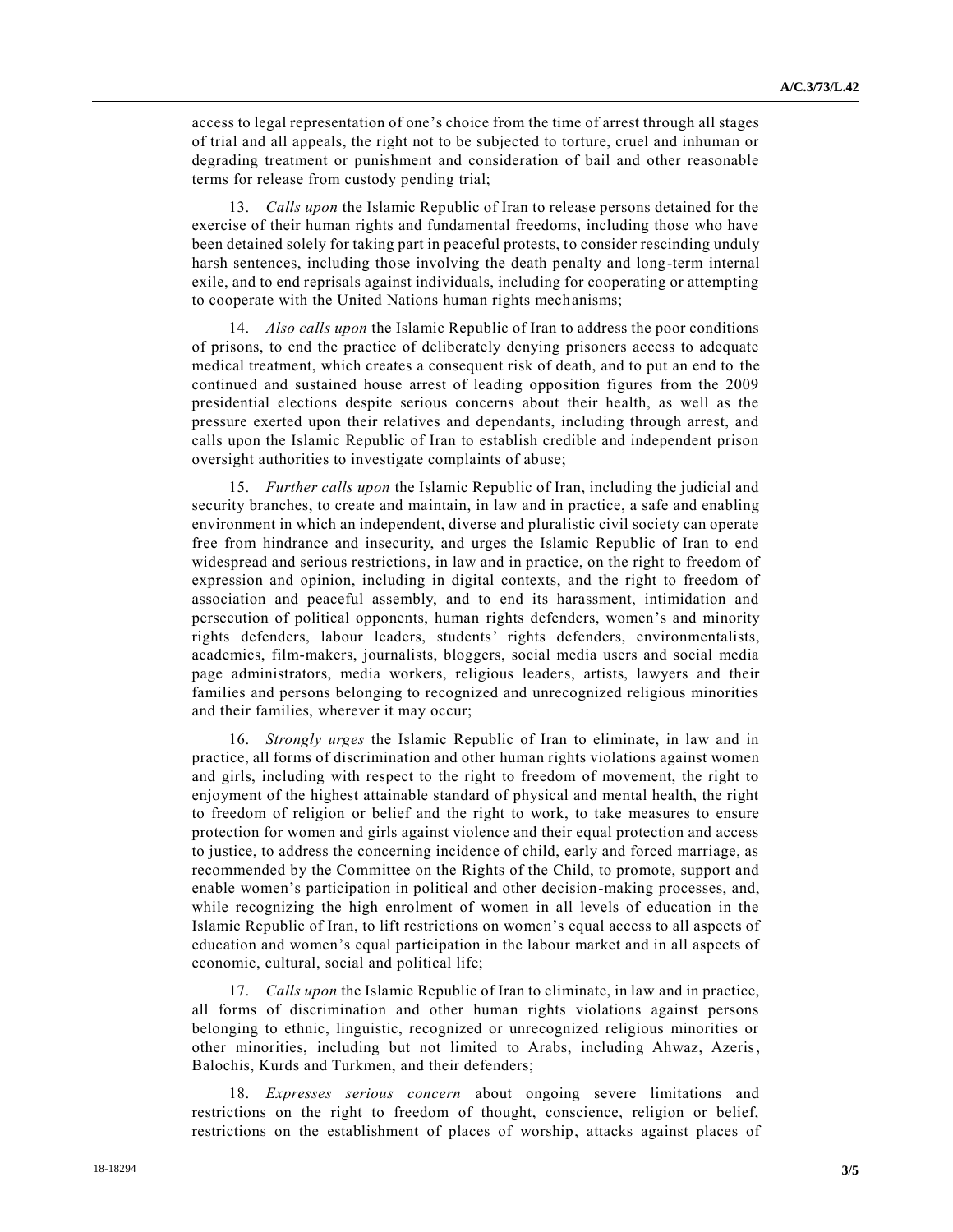access to legal representation of one's choice from the time of arrest through all stages of trial and all appeals, the right not to be subjected to torture, cruel and inhuman or degrading treatment or punishment and consideration of bail and other reasonable terms for release from custody pending trial;

13. *Calls upon* the Islamic Republic of Iran to release persons detained for the exercise of their human rights and fundamental freedoms, including those who have been detained solely for taking part in peaceful protests, to consider rescinding unduly harsh sentences, including those involving the death penalty and long-term internal exile, and to end reprisals against individuals, including for cooperating or attempting to cooperate with the United Nations human rights mechanisms;

14. *Also calls upon* the Islamic Republic of Iran to address the poor conditions of prisons, to end the practice of deliberately denying prisoners access to adequate medical treatment, which creates a consequent risk of death, and to put an end to the continued and sustained house arrest of leading opposition figures from the 2009 presidential elections despite serious concerns about their health, as well as the pressure exerted upon their relatives and dependants, including through arrest, and calls upon the Islamic Republic of Iran to establish credible and independent prison oversight authorities to investigate complaints of abuse;

15. *Further calls upon* the Islamic Republic of Iran, including the judicial and security branches, to create and maintain, in law and in practice, a safe and enabling environment in which an independent, diverse and pluralistic civil society can operate free from hindrance and insecurity, and urges the Islamic Republic of Iran to end widespread and serious restrictions, in law and in practice, on the right to freedom of expression and opinion, including in digital contexts, and the right to freedom of association and peaceful assembly, and to end its harassment, intimidation and persecution of political opponents, human rights defenders, women's and minority rights defenders, labour leaders, students' rights defenders, environmentalists, academics, film-makers, journalists, bloggers, social media users and social media page administrators, media workers, religious leaders, artists, lawyers and their families and persons belonging to recognized and unrecognized religious minorities and their families, wherever it may occur;

16. *Strongly urges* the Islamic Republic of Iran to eliminate, in law and in practice, all forms of discrimination and other human rights violations against women and girls, including with respect to the right to freedom of movement, the right to enjoyment of the highest attainable standard of physical and mental health, the right to freedom of religion or belief and the right to work, to take measures to ensure protection for women and girls against violence and their equal protection and access to justice, to address the concerning incidence of child, early and forced marriage, as recommended by the Committee on the Rights of the Child, to promote, support and enable women's participation in political and other decision-making processes, and, while recognizing the high enrolment of women in all levels of education in the Islamic Republic of Iran, to lift restrictions on women's equal access to all aspects of education and women's equal participation in the labour market and in all aspects of economic, cultural, social and political life;

17. *Calls upon* the Islamic Republic of Iran to eliminate, in law and in practice, all forms of discrimination and other human rights violations against persons belonging to ethnic, linguistic, recognized or unrecognized religious minorities or other minorities, including but not limited to Arabs, including Ahwaz, Azeris, Balochis, Kurds and Turkmen, and their defenders;

18. *Expresses serious concern* about ongoing severe limitations and restrictions on the right to freedom of thought, conscience, religion or belief, restrictions on the establishment of places of worship, attacks against places of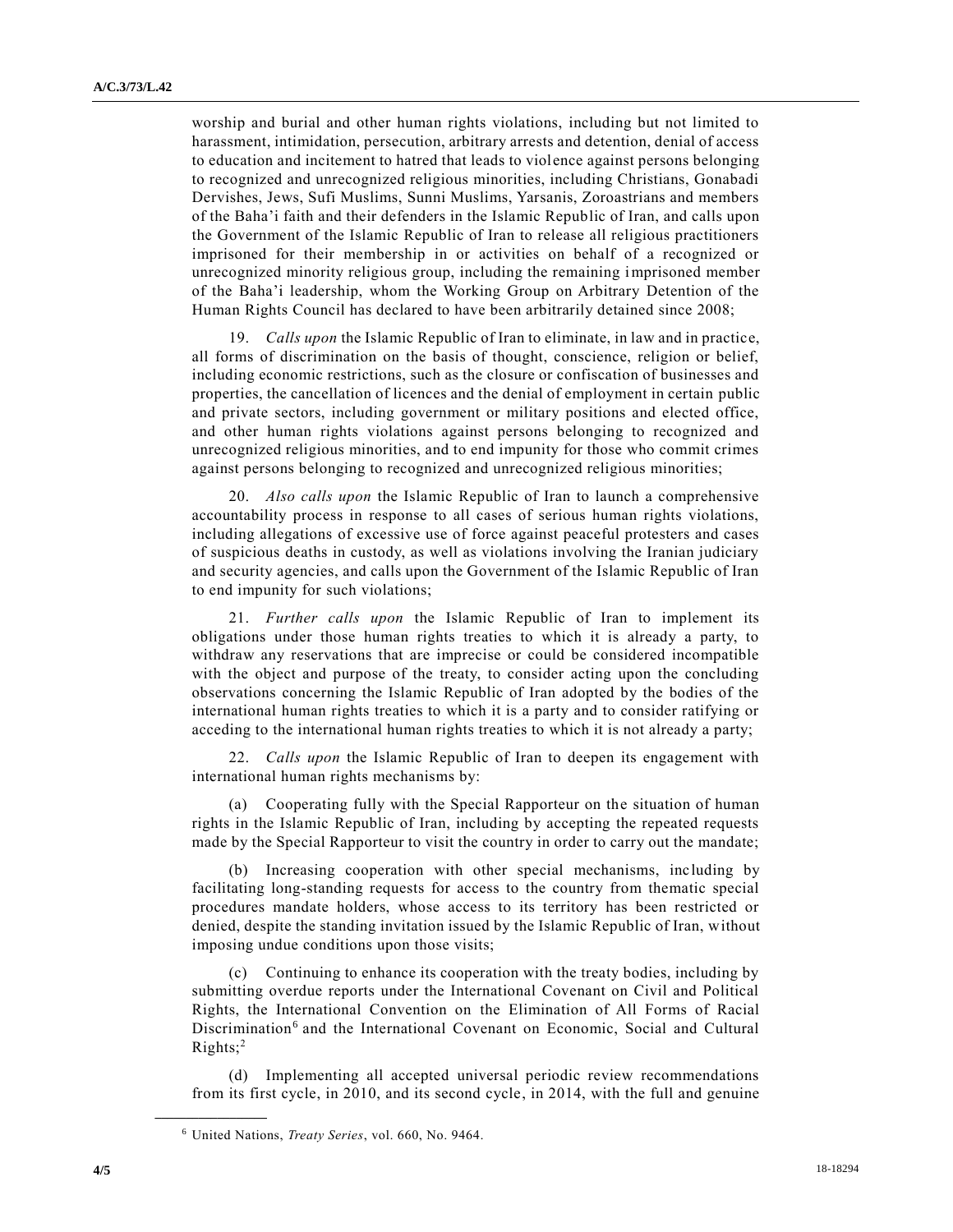worship and burial and other human rights violations, including but not limited to harassment, intimidation, persecution, arbitrary arrests and detention, denial of access to education and incitement to hatred that leads to violence against persons belonging to recognized and unrecognized religious minorities, including Christians, Gonabadi Dervishes, Jews, Sufi Muslims, Sunni Muslims, Yarsanis, Zoroastrians and members of the Baha'i faith and their defenders in the Islamic Republic of Iran, and calls upon the Government of the Islamic Republic of Iran to release all religious practitioners imprisoned for their membership in or activities on behalf of a recognized or unrecognized minority religious group, including the remaining imprisoned member of the Baha'i leadership, whom the Working Group on Arbitrary Detention of the Human Rights Council has declared to have been arbitrarily detained since 2008;

19. *Calls upon* the Islamic Republic of Iran to eliminate, in law and in practice, all forms of discrimination on the basis of thought, conscience, religion or belief, including economic restrictions, such as the closure or confiscation of businesses and properties, the cancellation of licences and the denial of employment in certain public and private sectors, including government or military positions and elected office, and other human rights violations against persons belonging to recognized and unrecognized religious minorities, and to end impunity for those who commit crimes against persons belonging to recognized and unrecognized religious minorities;

20. *Also calls upon* the Islamic Republic of Iran to launch a comprehensive accountability process in response to all cases of serious human rights violations, including allegations of excessive use of force against peaceful protesters and cases of suspicious deaths in custody, as well as violations involving the Iranian judiciary and security agencies, and calls upon the Government of the Islamic Republic of Iran to end impunity for such violations;

21. *Further calls upon* the Islamic Republic of Iran to implement its obligations under those human rights treaties to which it is already a party, to withdraw any reservations that are imprecise or could be considered incompatible with the object and purpose of the treaty, to consider acting upon the concluding observations concerning the Islamic Republic of Iran adopted by the bodies of the international human rights treaties to which it is a party and to consider ratifying or acceding to the international human rights treaties to which it is not already a party;

22. *Calls upon* the Islamic Republic of Iran to deepen its engagement with international human rights mechanisms by:

(a) Cooperating fully with the Special Rapporteur on the situation of human rights in the Islamic Republic of Iran, including by accepting the repeated requests made by the Special Rapporteur to visit the country in order to carry out the mandate;

(b) Increasing cooperation with other special mechanisms, including by facilitating long-standing requests for access to the country from thematic special procedures mandate holders, whose access to its territory has been restricted or denied, despite the standing invitation issued by the Islamic Republic of Iran, without imposing undue conditions upon those visits;

(c) Continuing to enhance its cooperation with the treaty bodies, including by submitting overdue reports under the International Covenant on Civil and Political Rights, the International Convention on the Elimination of All Forms of Racial Discrimination[6] and the International Covenant on Economic, Social and Cultural Rights;[2]

(d) Implementing all accepted universal periodic review recommendations from its first cycle, in 2010, and its second cycle, in 2014, with the full and genuine

[6] United Nations, *Treaty Series*, vol. 660, No. 9464.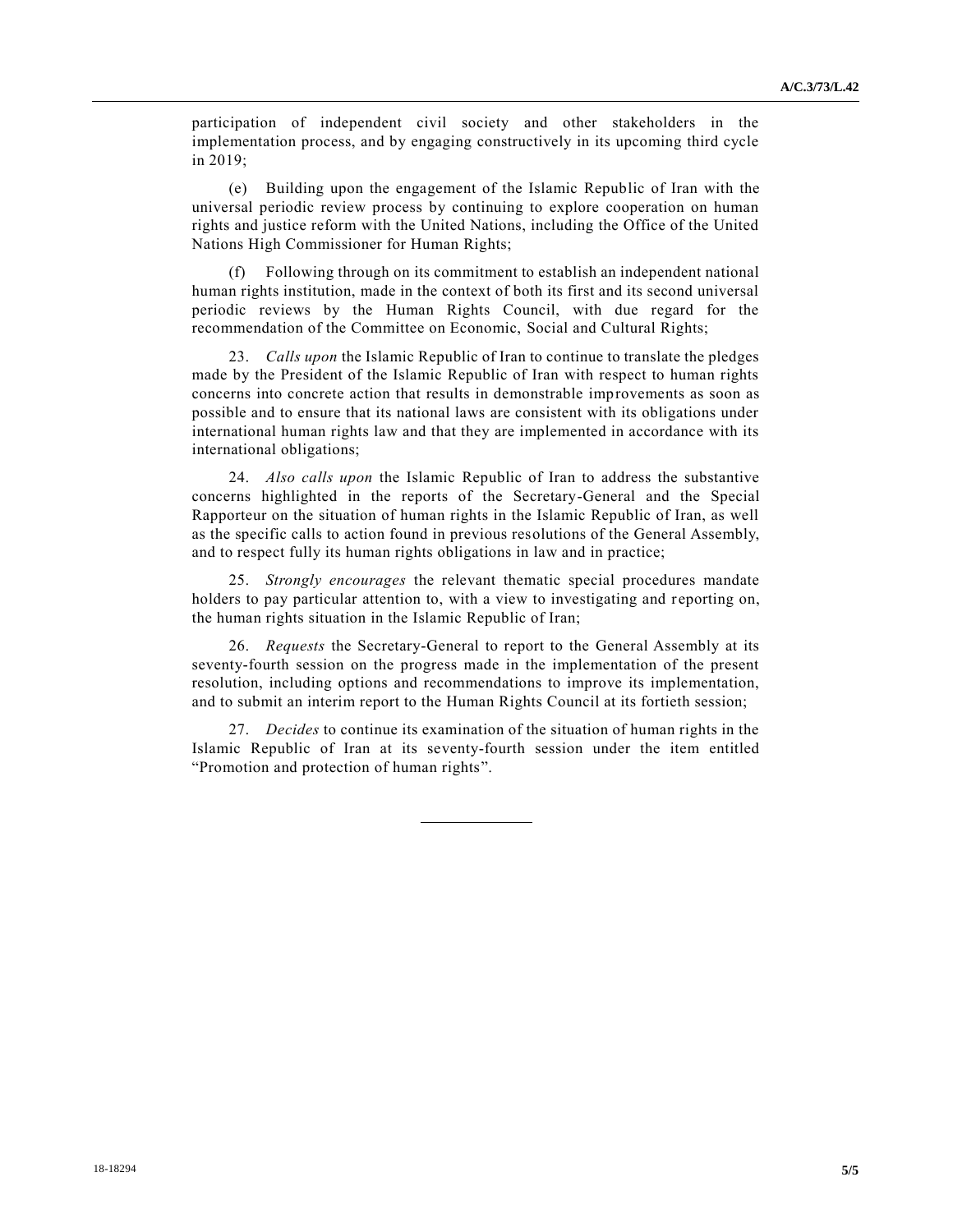participation of independent civil society and other stakeholders in the implementation process, and by engaging constructively in its upcoming third cycle in 2019;

(e) Building upon the engagement of the Islamic Republic of Iran with the universal periodic review process by continuing to explore cooperation on human rights and justice reform with the United Nations, including the Office of the United Nations High Commissioner for Human Rights;

(f) Following through on its commitment to establish an independent national human rights institution, made in the context of both its first and its second universal periodic reviews by the Human Rights Council, with due regard for the recommendation of the Committee on Economic, Social and Cultural Rights;

23. *Calls upon* the Islamic Republic of Iran to continue to translate the pledges made by the President of the Islamic Republic of Iran with respect to human rights concerns into concrete action that results in demonstrable improvements as soon as possible and to ensure that its national laws are consistent with its obligations under international human rights law and that they are implemented in accordance with its international obligations;

24. *Also calls upon* the Islamic Republic of Iran to address the substantive concerns highlighted in the reports of the Secretary-General and the Special Rapporteur on the situation of human rights in the Islamic Republic of Iran, as well as the specific calls to action found in previous resolutions of the General Assembly, and to respect fully its human rights obligations in law and in practice;

25. *Strongly encourages* the relevant thematic special procedures mandate holders to pay particular attention to, with a view to investigating and reporting on, the human rights situation in the Islamic Republic of Iran;

26. *Requests* the Secretary-General to report to the General Assembly at its seventy-fourth session on the progress made in the implementation of the present resolution, including options and recommendations to improve its implementation, and to submit an interim report to the Human Rights Council at its fortieth session;

27. *Decides* to continue its examination of the situation of human rights in the Islamic Republic of Iran at its seventy-fourth session under the item entitled "Promotion and protection of human rights".